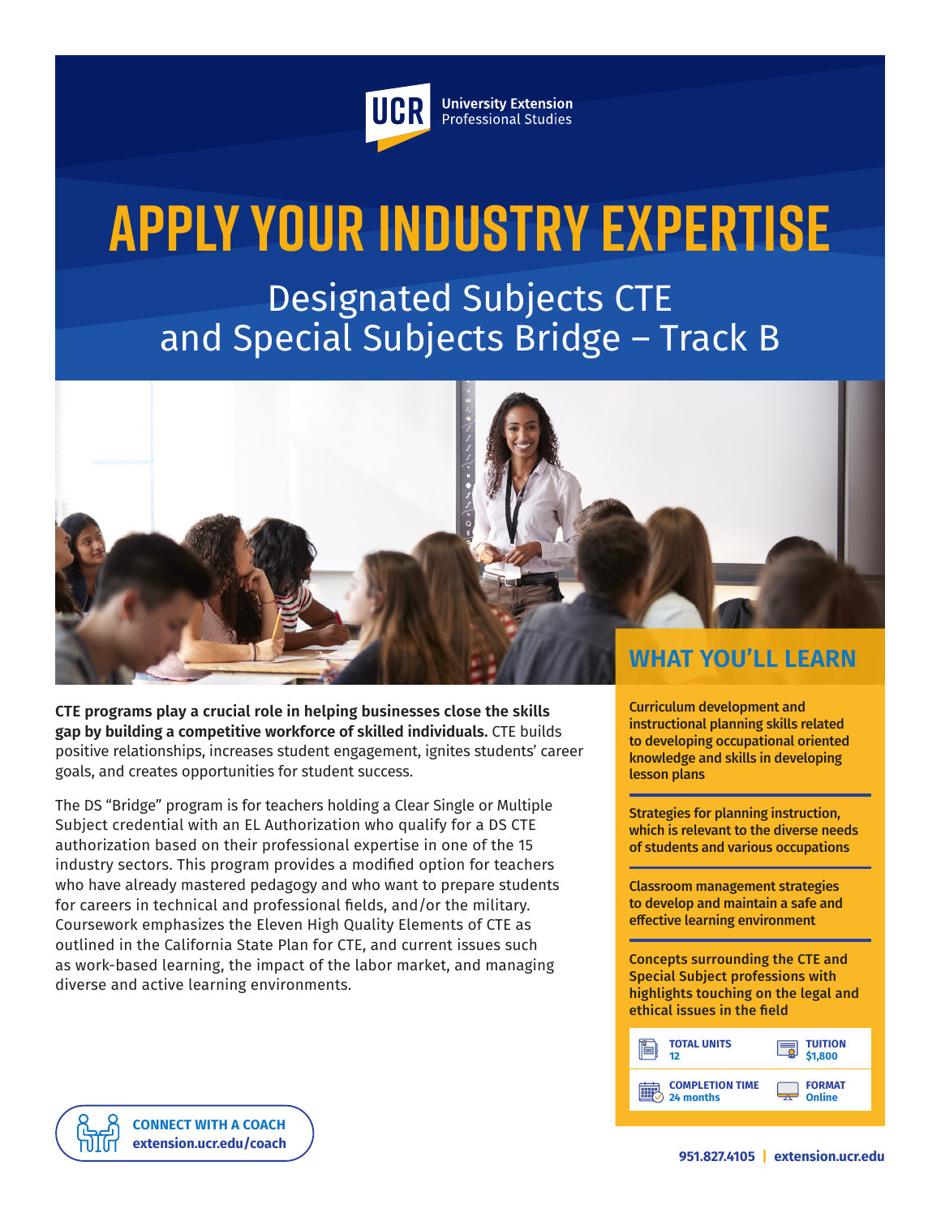UCR University Extension Professional Studies

# APPLY YOUR INDUSTRY EXPERTISE

## Designated Subjects CTE and Special Subjects Bridge – Track B

**CTE programs play a crucial role in helping businesses close the skills gap by building a competitive workforce of skilled individuals.** CTE builds positive relationships, increases student engagement, ignites students' career goals, and creates opportunities for student success.

The DS "Bridge" program is for teachers holding a Clear Single or Multiple Subject credential with an EL Authorization who qualify for a DS CTE authorization based on their professional expertise in one of the 15 industry sectors. This program provides a modified option for teachers who have already mastered pedagogy and who want to prepare students for careers in technical and professional fields, and/or the military. Coursework emphasizes the Eleven High Quality Elements of CTE as outlined in the California State Plan for CTE, and current issues such as work-based learning, the impact of the labor market, and managing diverse and active learning environments.

## WHAT YOU'LL LEARN

**Curriculum development and instructional planning skills related to developing occupational oriented knowledge and skills in developing lesson plans**

**Strategies for planning instruction, which is relevant to the diverse needs of students and various occupations**

**Classroom management strategies to develop and maintain a safe and effective learning environment**

**Concepts surrounding the CTE and Special Subject professions with highlights touching on the legal and ethical issues in the field**

| | |
|---|---|
| **TOTAL UNITS** 12 | **TUITION** $1,800 |
| **COMPLETION TIME** 24 months | **FORMAT** Online |

**CONNECT WITH A COACH**
**extension.ucr.edu/coach**

**951.827.4105 | extension.ucr.edu**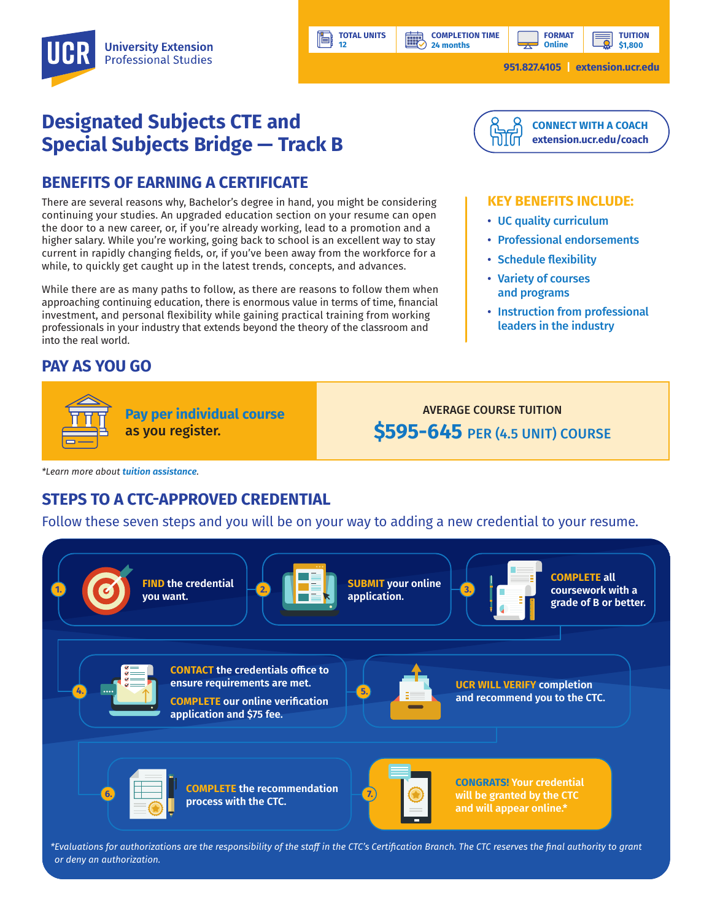UCR University Extension Professional Studies

| TOTAL UNITS | COMPLETION TIME | FORMAT | TUITION |
| --- | --- | --- | --- |
| 12 | 24 months | Online | $1,800 |

951.827.4105 | extension.ucr.edu

# Designated Subjects CTE and Special Subjects Bridge — Track B

**CONNECT WITH A COACH**
**extension.ucr.edu/coach**

## BENEFITS OF EARNING A CERTIFICATE

There are several reasons why, Bachelor's degree in hand, you might be considering continuing your studies. An upgraded education section on your resume can open the door to a new career, or, if you're already working, lead to a promotion and a higher salary. While you're working, going back to school is an excellent way to stay current in rapidly changing fields, or, if you've been away from the workforce for a while, to quickly get caught up in the latest trends, concepts, and advances.

While there are as many paths to follow, as there are reasons to follow them when approaching continuing education, there is enormous value in terms of time, financial investment, and personal flexibility while gaining practical training from working professionals in your industry that extends beyond the theory of the classroom and into the real world.

### KEY BENEFITS INCLUDE:

- UC quality curriculum
- Professional endorsements
- Schedule flexibility
- Variety of courses and programs
- Instruction from professional leaders in the industry

## PAY AS YOU GO

**Pay per individual course** as you register.

AVERAGE COURSE TUITION
**$595-645** PER (4.5 UNIT) COURSE

*Learn more about tuition assistance.*

## STEPS TO A CTC-APPROVED CREDENTIAL

Follow these seven steps and you will be on your way to adding a new credential to your resume.

1. **FIND** the credential you want.
2. **SUBMIT** your online application.
3. **COMPLETE** all coursework with a grade of B or better.
4. **CONTACT** the credentials office to ensure requirements are met. **COMPLETE** our online verification application and $75 fee.
5. **UCR WILL VERIFY** completion and recommend you to the CTC.
6. **COMPLETE** the recommendation process with the CTC.
7. **CONGRATS!** Your credential will be granted by the CTC and will appear online.*

*Evaluations for authorizations are the responsibility of the staff in the CTC's Certification Branch. The CTC reserves the final authority to grant or deny an authorization.*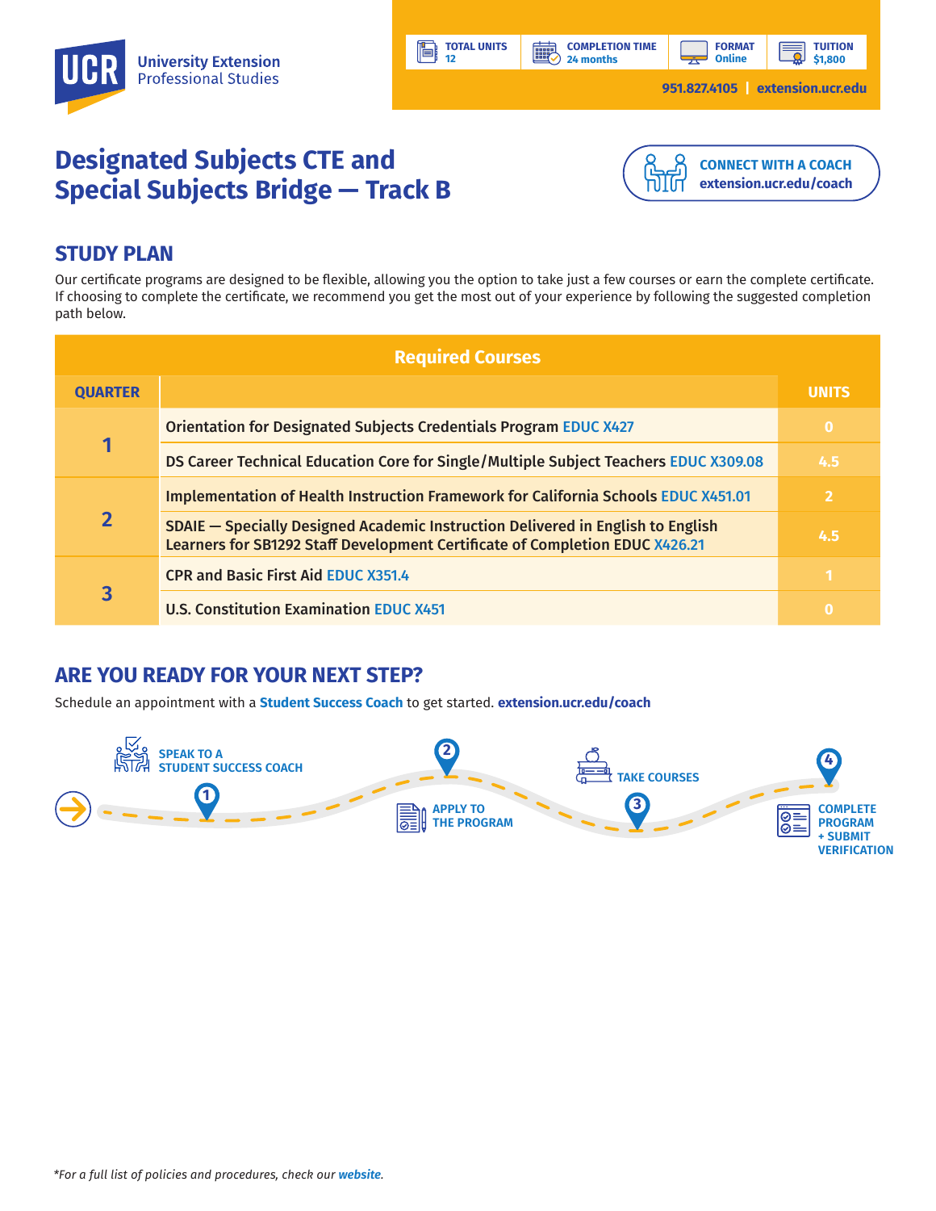UCR University Extension Professional Studies

TOTAL UNITS 12 | COMPLETION TIME 24 months | FORMAT Online | TUITION $1,800

951.827.4105 | extension.ucr.edu

# Designated Subjects CTE and Special Subjects Bridge — Track B

**CONNECT WITH A COACH** extension.ucr.edu/coach

## STUDY PLAN

Our certificate programs are designed to be flexible, allowing you the option to take just a few courses or earn the complete certificate. If choosing to complete the certificate, we recommend you get the most out of your experience by following the suggested completion path below.

**Required Courses**

| QUARTER | | UNITS |
|---|---|---|
| 1 | Orientation for Designated Subjects Credentials Program EDUC X427 | 0 |
| | DS Career Technical Education Core for Single/Multiple Subject Teachers EDUC X309.08 | 4.5 |
| 2 | Implementation of Health Instruction Framework for California Schools EDUC X451.01 | 2 |
| | SDAIE — Specially Designed Academic Instruction Delivered in English to English Learners for SB1292 Staff Development Certificate of Completion EDUC X426.21 | 4.5 |
| 3 | CPR and Basic First Aid EDUC X351.4 | 1 |
| | U.S. Constitution Examination EDUC X451 | 0 |

## ARE YOU READY FOR YOUR NEXT STEP?

Schedule an appointment with a **Student Success Coach** to get started. **extension.ucr.edu/coach**

1. SPEAK TO A STUDENT SUCCESS COACH
2. APPLY TO THE PROGRAM
3. TAKE COURSES
4. COMPLETE PROGRAM + SUBMIT VERIFICATION

*For a full list of policies and procedures, check our **website**.*